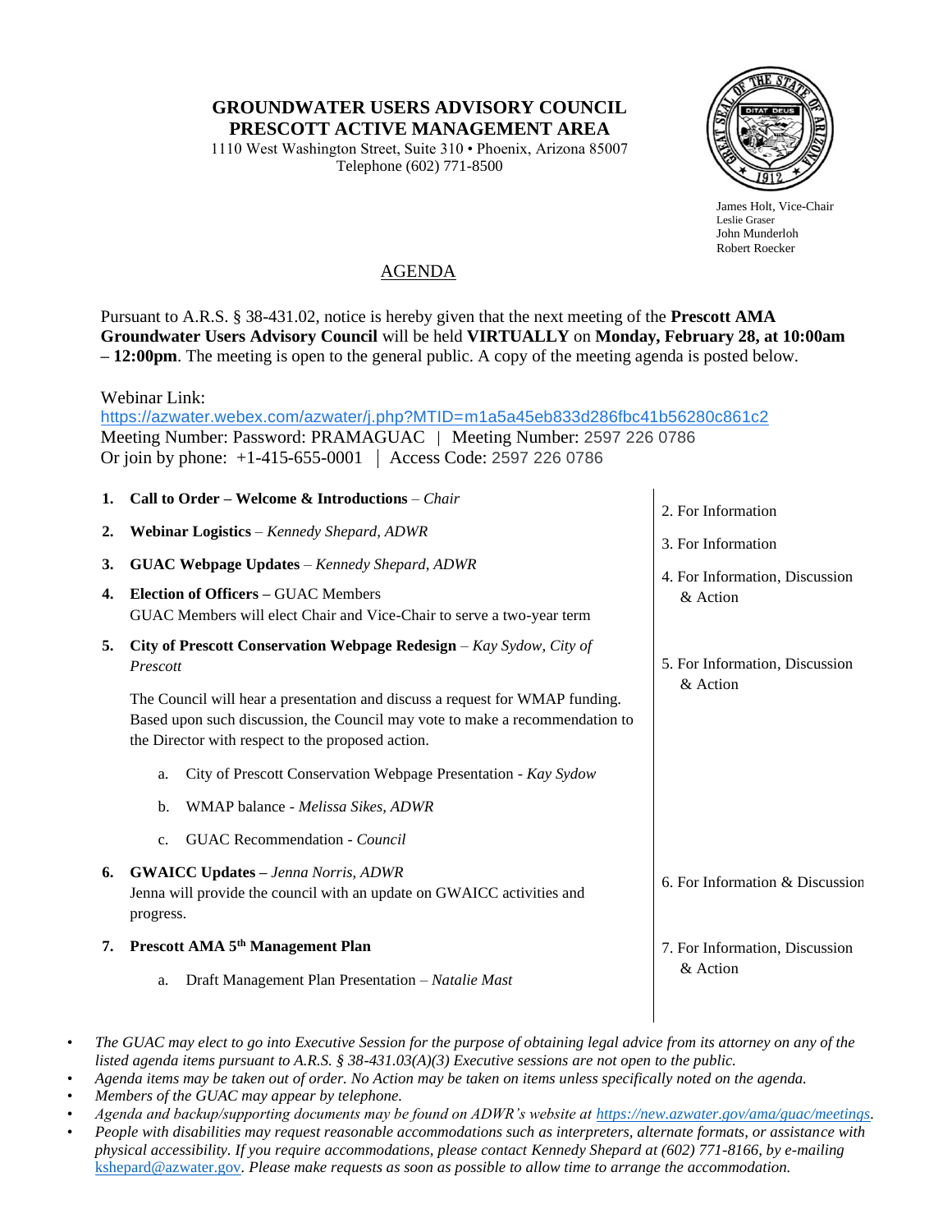# GROUNDWATER USERS ADVISORY COUNCIL
# PRESCOTT ACTIVE MANAGEMENT AREA

1110 West Washington Street, Suite 310 • Phoenix, Arizona 85007
Telephone (602) 771-8500

James Holt, Vice-Chair
Leslie Graser
John Munderloh
Robert Roecker

## AGENDA

Pursuant to A.R.S. § 38-431.02, notice is hereby given that the next meeting of the **Prescott AMA Groundwater Users Advisory Council** will be held **VIRTUALLY** on **Monday, February 28, at 10:00am – 12:00pm**. The meeting is open to the general public. A copy of the meeting agenda is posted below.

Webinar Link:
https://azwater.webex.com/azwater/j.php?MTID=m1a5a45eb833d286fbc41b56280c861c2
Meeting Number: Password: PRAMAGUAC | Meeting Number: 2597 226 0786
Or join by phone: +1-415-655-0001 | Access Code: 2597 226 0786

1. **Call to Order – Welcome & Introductions** – *Chair*
2. **Webinar Logistics** – *Kennedy Shepard, ADWR* — 2. For Information
3. **GUAC Webpage Updates** – *Kennedy Shepard, ADWR* — 3. For Information
4. **Election of Officers –** GUAC Members — 4. For Information, Discussion & Action
   GUAC Members will elect Chair and Vice-Chair to serve a two-year term
5. **City of Prescott Conservation Webpage Redesign** – *Kay Sydow, City of Prescott* — 5. For Information, Discussion & Action

   The Council will hear a presentation and discuss a request for WMAP funding. Based upon such discussion, the Council may vote to make a recommendation to the Director with respect to the proposed action.

   a. City of Prescott Conservation Webpage Presentation - *Kay Sydow*
   b. WMAP balance - *Melissa Sikes, ADWR*
   c. GUAC Recommendation - *Council*
6. **GWAICC Updates –** *Jenna Norris, ADWR* — 6. For Information & Discussion
   Jenna will provide the council with an update on GWAICC activities and progress.
7. **Prescott AMA 5th Management Plan** — 7. For Information, Discussion & Action
   a. Draft Management Plan Presentation – *Natalie Mast*

- *The GUAC may elect to go into Executive Session for the purpose of obtaining legal advice from its attorney on any of the listed agenda items pursuant to A.R.S. § 38-431.03(A)(3) Executive sessions are not open to the public.*
- *Agenda items may be taken out of order. No Action may be taken on items unless specifically noted on the agenda.*
- *Members of the GUAC may appear by telephone.*
- *Agenda and backup/supporting documents may be found on ADWR's website at https://new.azwater.gov/ama/guac/meetings.*
- *People with disabilities may request reasonable accommodations such as interpreters, alternate formats, or assistance with physical accessibility. If you require accommodations, please contact Kennedy Shepard at (602) 771-8166, by e-mailing kshepard@azwater.gov. Please make requests as soon as possible to allow time to arrange the accommodation.*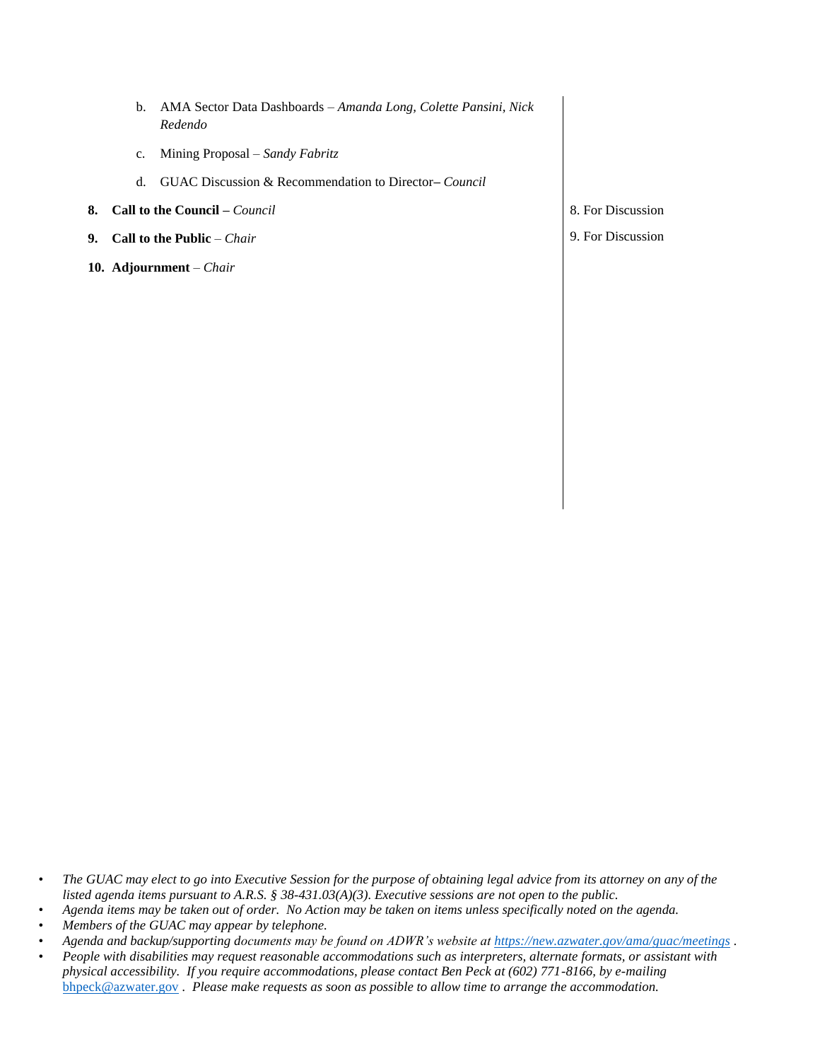b. AMA Sector Data Dashboards – *Amanda Long, Colette Pansini, Nick Redendo*

   c. Mining Proposal – *Sandy Fabritz*

   d. GUAC Discussion & Recommendation to Director– *Council*

**8. Call to the Council –** *Council* — 8. For Discussion

**9. Call to the Public** – *Chair* — 9. For Discussion

**10. Adjournment** – *Chair*

- *The GUAC may elect to go into Executive Session for the purpose of obtaining legal advice from its attorney on any of the listed agenda items pursuant to A.R.S. § 38-431.03(A)(3). Executive sessions are not open to the public.*
- *Agenda items may be taken out of order. No Action may be taken on items unless specifically noted on the agenda.*
- *Members of the GUAC may appear by telephone.*
- *Agenda and backup/supporting documents may be found on ADWR's website at https://new.azwater.gov/ama/guac/meetings .*
- *People with disabilities may request reasonable accommodations such as interpreters, alternate formats, or assistant with physical accessibility. If you require accommodations, please contact Ben Peck at (602) 771-8166, by e-mailing bhpeck@azwater.gov . Please make requests as soon as possible to allow time to arrange the accommodation.*